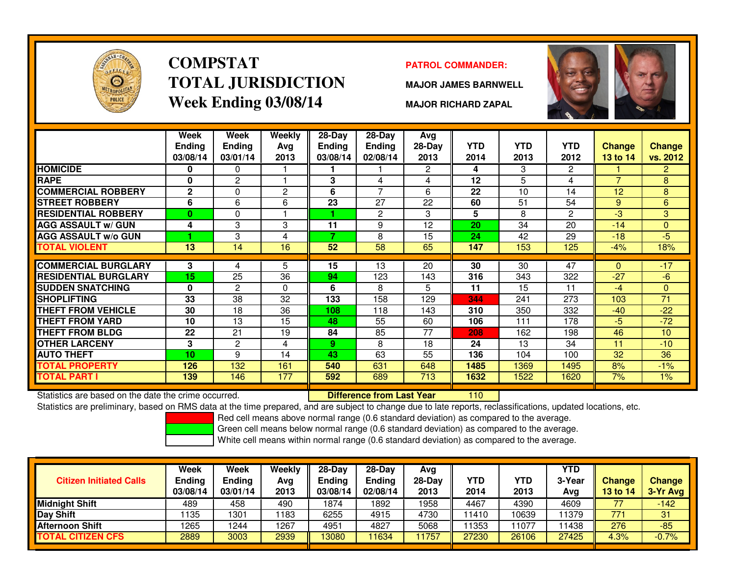# COMPSTAT
# TOTAL JURISDICTION
## Week Ending 03/08/14

**PATROL COMMANDER:**

**MAJOR JAMES BARNWELL**

**MAJOR RICHARD ZAPAL**

| | Week Ending 03/08/14 | Week Ending 03/01/14 | Weekly Avg 2013 | 28-Day Ending 03/08/14 | 28-Day Ending 02/08/14 | Avg 28-Day 2013 | YTD 2014 | YTD 2013 | YTD 2012 | Change 13 to 14 | Change vs. 2012 |
|---|---|---|---|---|---|---|---|---|---|---|---|
| HOMICIDE | 0 | 0 | 1 | 1 | 1 | 2 | 4 | 3 | 2 | 1 | 2 |
| RAPE | 0 | 2 | 1 | 3 | 4 | 4 | 12 | 5 | 4 | 7 | 8 |
| COMMERCIAL ROBBERY | 2 | 0 | 2 | 6 | 7 | 6 | 22 | 10 | 14 | 12 | 8 |
| STREET ROBBERY | 6 | 6 | 6 | 23 | 27 | 22 | 60 | 51 | 54 | 9 | 6 |
| RESIDENTIAL ROBBERY | 0 | 0 | 1 | 1 | 2 | 3 | 5 | 8 | 2 | -3 | 3 |
| AGG ASSAULT w/ GUN | 4 | 3 | 3 | 11 | 9 | 12 | 20 | 34 | 20 | -14 | 0 |
| AGG ASSAULT w/o GUN | 1 | 3 | 4 | 7 | 8 | 15 | 24 | 42 | 29 | -18 | -5 |
| TOTAL VIOLENT | 13 | 14 | 16 | 52 | 58 | 65 | 147 | 153 | 125 | -4% | 18% |
| COMMERCIAL BURGLARY | 3 | 4 | 5 | 15 | 13 | 20 | 30 | 30 | 47 | 0 | -17 |
| RESIDENTIAL BURGLARY | 15 | 25 | 36 | 94 | 123 | 143 | 316 | 343 | 322 | -27 | -6 |
| SUDDEN SNATCHING | 0 | 2 | 0 | 6 | 8 | 5 | 11 | 15 | 11 | -4 | 0 |
| SHOPLIFTING | 33 | 38 | 32 | 133 | 158 | 129 | 344 | 241 | 273 | 103 | 71 |
| THEFT FROM VEHICLE | 30 | 18 | 36 | 108 | 118 | 143 | 310 | 350 | 332 | -40 | -22 |
| THEFT FROM YARD | 10 | 13 | 15 | 48 | 55 | 60 | 106 | 111 | 178 | -5 | -72 |
| THEFT FROM BLDG | 22 | 21 | 19 | 84 | 85 | 77 | 208 | 162 | 198 | 46 | 10 |
| OTHER LARCENY | 3 | 2 | 4 | 9 | 8 | 18 | 24 | 13 | 34 | 11 | -10 |
| AUTO THEFT | 10 | 9 | 14 | 43 | 63 | 55 | 136 | 104 | 100 | 32 | 36 |
| TOTAL PROPERTY | 126 | 132 | 161 | 540 | 631 | 648 | 1485 | 1369 | 1495 | 8% | -1% |
| TOTAL PART I | 139 | 146 | 177 | 592 | 689 | 713 | 1632 | 1522 | 1620 | 7% | 1% |

Statistics are based on the date the crime occurred.

**Difference from Last Year** 110

Statistics are preliminary, based on RMS data at the time prepared, and are subject to change due to late reports, reclassifications, updated locations, etc.

Red cell means above normal range (0.6 standard deviation) as compared to the average.
Green cell means below normal range (0.6 standard deviation) as compared to the average.
White cell means within normal range (0.6 standard deviation) as compared to the average.

| Citizen Initiated Calls | Week Ending 03/08/14 | Week Ending 03/01/14 | Weekly Avg 2013 | 28-Day Ending 03/08/14 | 28-Day Ending 02/08/14 | Avg 28-Day 2013 | YTD 2014 | YTD 2013 | YTD 3-Year Avg | Change 13 to 14 | Change 3-Yr Avg |
|---|---|---|---|---|---|---|---|---|---|---|---|
| Midnight Shift | 489 | 458 | 490 | 1874 | 1892 | 1958 | 4467 | 4390 | 4609 | 77 | -142 |
| Day Shift | 1135 | 1301 | 1183 | 6255 | 4915 | 4730 | 11410 | 10639 | 11379 | 771 | 31 |
| Afternoon Shift | 1265 | 1244 | 1267 | 4951 | 4827 | 5068 | 11353 | 11077 | 11438 | 276 | -85 |
| TOTAL CITIZEN CFS | 2889 | 3003 | 2939 | 13080 | 11634 | 11757 | 27230 | 26106 | 27425 | 4.3% | -0.7% |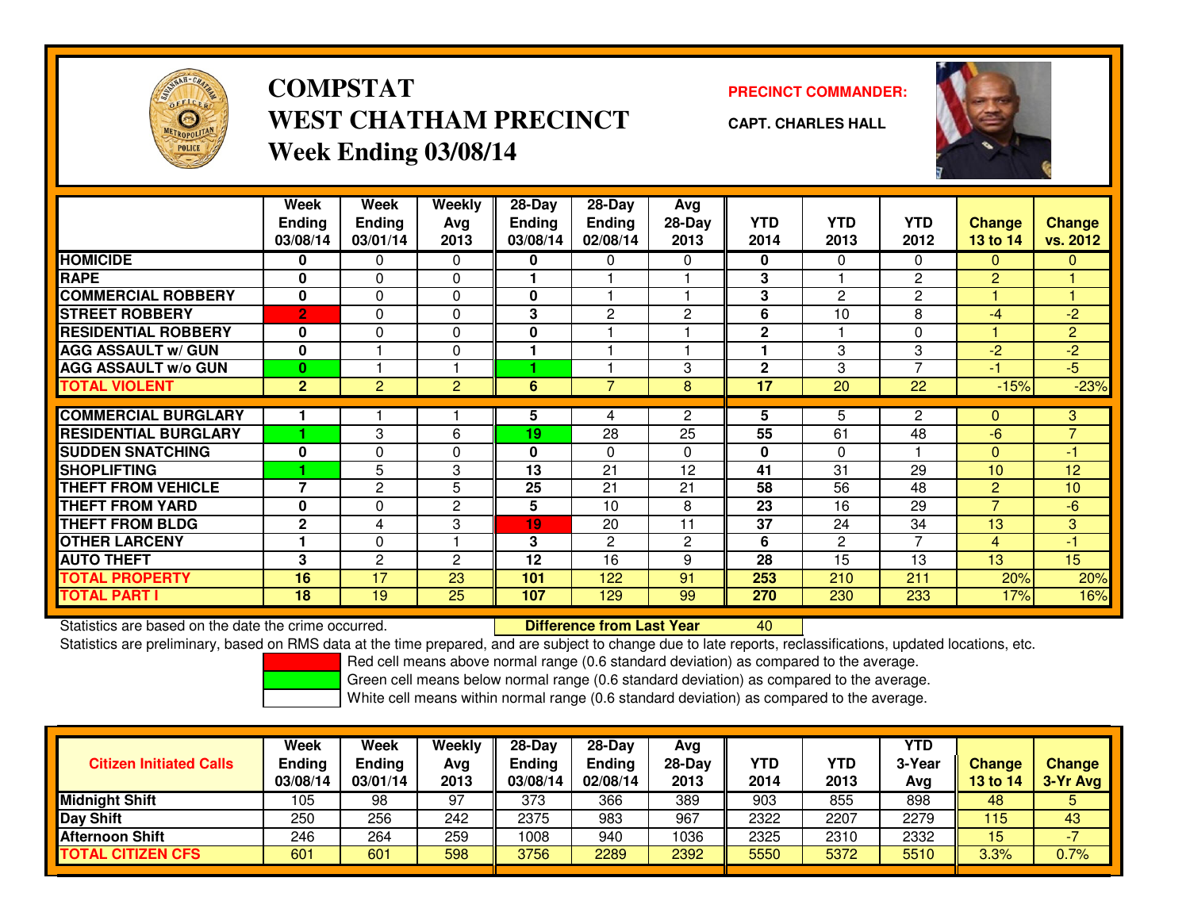# COMPSTAT
# WEST CHATHAM PRECINCT
## Week Ending 03/08/14

**PRECINCT COMMANDER:**

**CAPT. CHARLES HALL**

| | Week Ending 03/08/14 | Week Ending 03/01/14 | Weekly Avg 2013 | 28-Day Ending 03/08/14 | 28-Day Ending 02/08/14 | Avg 28-Day 2013 | YTD 2014 | YTD 2013 | YTD 2012 | Change 13 to 14 | Change vs. 2012 |
|---|---|---|---|---|---|---|---|---|---|---|---|
| HOMICIDE | 0 | 0 | 0 | 0 | 0 | 0 | 0 | 0 | 0 | 0 | 0 |
| RAPE | 0 | 0 | 0 | 1 | 1 | 1 | 3 | 1 | 2 | 2 | 1 |
| COMMERCIAL ROBBERY | 0 | 0 | 0 | 0 | 1 | 1 | 3 | 2 | 2 | 1 | 1 |
| STREET ROBBERY | 2 | 0 | 0 | 3 | 2 | 2 | 6 | 10 | 8 | -4 | -2 |
| RESIDENTIAL ROBBERY | 0 | 0 | 0 | 0 | 1 | 1 | 2 | 1 | 0 | 1 | 2 |
| AGG ASSAULT w/ GUN | 0 | 1 | 0 | 1 | 1 | 1 | 1 | 3 | 3 | -2 | -2 |
| AGG ASSAULT w/o GUN | 0 | 1 | 1 | 1 | 1 | 3 | 2 | 3 | 7 | -1 | -5 |
| TOTAL VIOLENT | 2 | 2 | 2 | 6 | 7 | 8 | 17 | 20 | 22 | -15% | -23% |
| COMMERCIAL BURGLARY | 1 | 1 | 1 | 5 | 4 | 2 | 5 | 5 | 2 | 0 | 3 |
| RESIDENTIAL BURGLARY | 1 | 3 | 6 | 19 | 28 | 25 | 55 | 61 | 48 | -6 | 7 |
| SUDDEN SNATCHING | 0 | 0 | 0 | 0 | 0 | 0 | 0 | 0 | 1 | 0 | -1 |
| SHOPLIFTING | 1 | 5 | 3 | 13 | 21 | 12 | 41 | 31 | 29 | 10 | 12 |
| THEFT FROM VEHICLE | 7 | 2 | 5 | 25 | 21 | 21 | 58 | 56 | 48 | 2 | 10 |
| THEFT FROM YARD | 0 | 0 | 2 | 5 | 10 | 8 | 23 | 16 | 29 | 7 | -6 |
| THEFT FROM BLDG | 2 | 4 | 3 | 19 | 20 | 11 | 37 | 24 | 34 | 13 | 3 |
| OTHER LARCENY | 1 | 0 | 1 | 3 | 2 | 2 | 6 | 2 | 7 | 4 | -1 |
| AUTO THEFT | 3 | 2 | 2 | 12 | 16 | 9 | 28 | 15 | 13 | 13 | 15 |
| TOTAL PROPERTY | 16 | 17 | 23 | 101 | 122 | 91 | 253 | 210 | 211 | 20% | 20% |
| TOTAL PART I | 18 | 19 | 25 | 107 | 129 | 99 | 270 | 230 | 233 | 17% | 16% |

Statistics are based on the date the crime occurred. **Difference from Last Year** 40

Statistics are preliminary, based on RMS data at the time prepared, and are subject to change due to late reports, reclassifications, updated locations, etc.

Red cell means above normal range (0.6 standard deviation) as compared to the average.
Green cell means below normal range (0.6 standard deviation) as compared to the average.
White cell means within normal range (0.6 standard deviation) as compared to the average.

| Citizen Initiated Calls | Week Ending 03/08/14 | Week Ending 03/01/14 | Weekly Avg 2013 | 28-Day Ending 03/08/14 | 28-Day Ending 02/08/14 | Avg 28-Day 2013 | YTD 2014 | YTD 2013 | YTD 3-Year Avg | Change 13 to 14 | Change 3-Yr Avg |
|---|---|---|---|---|---|---|---|---|---|---|---|
| Midnight Shift | 105 | 98 | 97 | 373 | 366 | 389 | 903 | 855 | 898 | 48 | 5 |
| Day Shift | 250 | 256 | 242 | 2375 | 983 | 967 | 2322 | 2207 | 2279 | 115 | 43 |
| Afternoon Shift | 246 | 264 | 259 | 1008 | 940 | 1036 | 2325 | 2310 | 2332 | 15 | -7 |
| TOTAL CITIZEN CFS | 601 | 601 | 598 | 3756 | 2289 | 2392 | 5550 | 5372 | 5510 | 3.3% | 0.7% |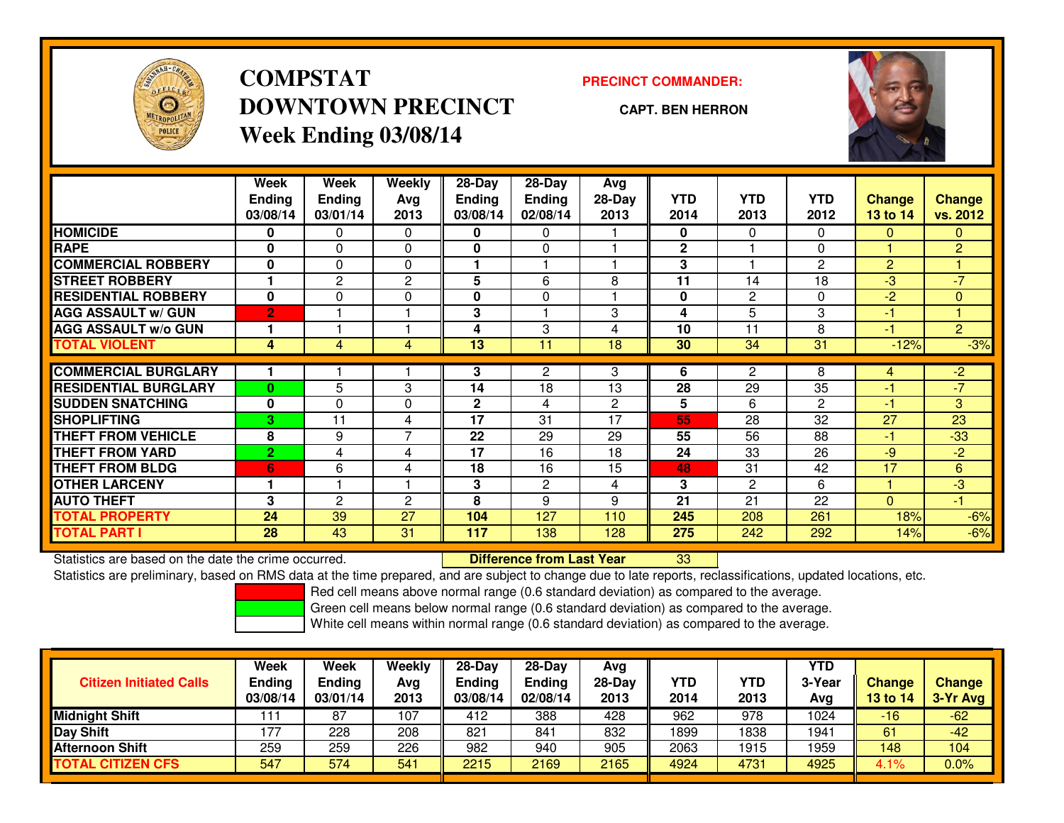# COMPSTAT
# DOWNTOWN PRECINCT
## Week Ending 03/08/14

**PRECINCT COMMANDER:**

**CAPT. BEN HERRON**

| | Week Ending 03/08/14 | Week Ending 03/01/14 | Weekly Avg 2013 | 28-Day Ending 03/08/14 | 28-Day Ending 02/08/14 | Avg 28-Day 2013 | YTD 2014 | YTD 2013 | YTD 2012 | Change 13 to 14 | Change vs. 2012 |
|---|---|---|---|---|---|---|---|---|---|---|---|
| HOMICIDE | 0 | 0 | 0 | 0 | 0 | 1 | 0 | 0 | 0 | 0 | 0 |
| RAPE | 0 | 0 | 0 | 0 | 0 | 1 | 2 | 1 | 0 | 1 | 2 |
| COMMERCIAL ROBBERY | 0 | 0 | 0 | 1 | 1 | 1 | 3 | 1 | 2 | 2 | 1 |
| STREET ROBBERY | 1 | 2 | 2 | 5 | 6 | 8 | 11 | 14 | 18 | -3 | -7 |
| RESIDENTIAL ROBBERY | 0 | 0 | 0 | 0 | 0 | 1 | 0 | 2 | 0 | -2 | 0 |
| AGG ASSAULT w/ GUN | 2 | 1 | 1 | 3 | 1 | 3 | 4 | 5 | 3 | -1 | 1 |
| AGG ASSAULT w/o GUN | 1 | 1 | 1 | 4 | 3 | 4 | 10 | 11 | 8 | -1 | 2 |
| TOTAL VIOLENT | 4 | 4 | 4 | 13 | 11 | 18 | 30 | 34 | 31 | -12% | -3% |
| COMMERCIAL BURGLARY | 1 | 1 | 1 | 3 | 2 | 3 | 6 | 2 | 8 | 4 | -2 |
| RESIDENTIAL BURGLARY | 0 | 5 | 3 | 14 | 18 | 13 | 28 | 29 | 35 | -1 | -7 |
| SUDDEN SNATCHING | 0 | 0 | 0 | 2 | 4 | 2 | 5 | 6 | 2 | -1 | 3 |
| SHOPLIFTING | 3 | 11 | 4 | 17 | 31 | 17 | 55 | 28 | 32 | 27 | 23 |
| THEFT FROM VEHICLE | 8 | 9 | 7 | 22 | 29 | 29 | 55 | 56 | 88 | -1 | -33 |
| THEFT FROM YARD | 2 | 4 | 4 | 17 | 16 | 18 | 24 | 33 | 26 | -9 | -2 |
| THEFT FROM BLDG | 6 | 6 | 4 | 18 | 16 | 15 | 48 | 31 | 42 | 17 | 6 |
| OTHER LARCENY | 1 | 1 | 1 | 3 | 2 | 4 | 3 | 2 | 6 | 1 | -3 |
| AUTO THEFT | 3 | 2 | 2 | 8 | 9 | 9 | 21 | 21 | 22 | 0 | -1 |
| TOTAL PROPERTY | 24 | 39 | 27 | 104 | 127 | 110 | 245 | 208 | 261 | 18% | -6% |
| TOTAL PART I | 28 | 43 | 31 | 117 | 138 | 128 | 275 | 242 | 292 | 14% | -6% |

Statistics are based on the date the crime occurred. **Difference from Last Year** 33

Statistics are preliminary, based on RMS data at the time prepared, and are subject to change due to late reports, reclassifications, updated locations, etc.

Red cell means above normal range (0.6 standard deviation) as compared to the average.
Green cell means below normal range (0.6 standard deviation) as compared to the average.
White cell means within normal range (0.6 standard deviation) as compared to the average.

| Citizen Initiated Calls | Week Ending 03/08/14 | Week Ending 03/01/14 | Weekly Avg 2013 | 28-Day Ending 03/08/14 | 28-Day Ending 02/08/14 | Avg 28-Day 2013 | YTD 2014 | YTD 2013 | YTD 3-Year Avg | Change 13 to 14 | Change 3-Yr Avg |
|---|---|---|---|---|---|---|---|---|---|---|---|
| Midnight Shift | 111 | 87 | 107 | 412 | 388 | 428 | 962 | 978 | 1024 | -16 | -62 |
| Day Shift | 177 | 228 | 208 | 821 | 841 | 832 | 1899 | 1838 | 1941 | 61 | -42 |
| Afternoon Shift | 259 | 259 | 226 | 982 | 940 | 905 | 2063 | 1915 | 1959 | 148 | 104 |
| TOTAL CITIZEN CFS | 547 | 574 | 541 | 2215 | 2169 | 2165 | 4924 | 4731 | 4925 | 4.1% | 0.0% |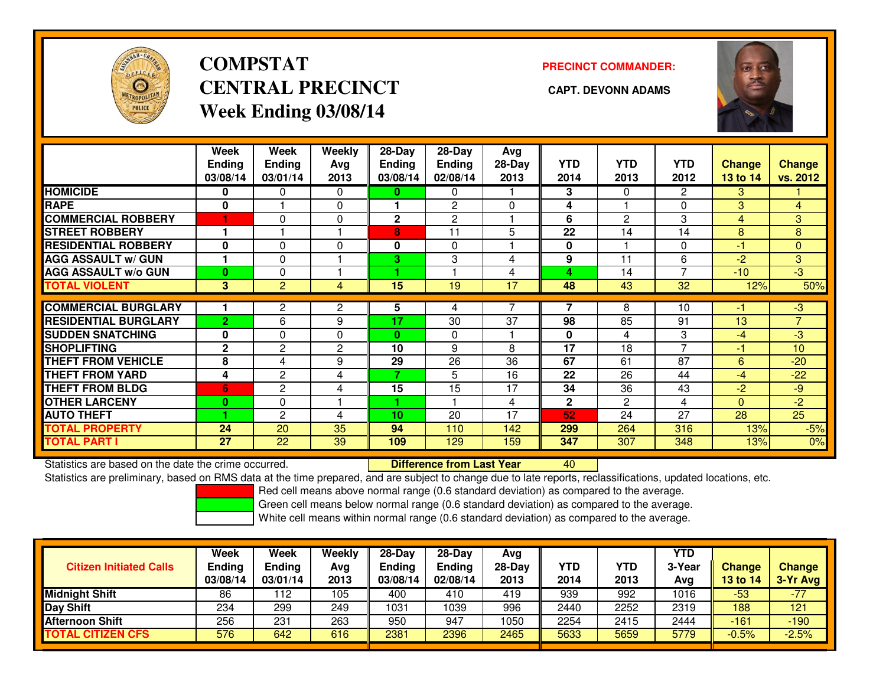# COMPSTAT
# CENTRAL PRECINCT
## Week Ending 03/08/14

**PRECINCT COMMANDER:**

**CAPT. DEVONN ADAMS**

| | Week Ending 03/08/14 | Week Ending 03/01/14 | Weekly Avg 2013 | 28-Day Ending 03/08/14 | 28-Day Ending 02/08/14 | Avg 28-Day 2013 | YTD 2014 | YTD 2013 | YTD 2012 | Change 13 to 14 | Change vs. 2012 |
|---|---|---|---|---|---|---|---|---|---|---|---|
| HOMICIDE | 0 | 0 | 0 | 0 | 0 | 1 | 3 | 0 | 2 | 3 | 1 |
| RAPE | 0 | 1 | 0 | 1 | 2 | 0 | 4 | 1 | 0 | 3 | 4 |
| COMMERCIAL ROBBERY | 1 | 0 | 0 | 2 | 2 | 1 | 6 | 2 | 3 | 4 | 3 |
| STREET ROBBERY | 1 | 1 | 1 | 8 | 11 | 5 | 22 | 14 | 14 | 8 | 8 |
| RESIDENTIAL ROBBERY | 0 | 0 | 0 | 0 | 0 | 1 | 0 | 1 | 0 | -1 | 0 |
| AGG ASSAULT w/ GUN | 1 | 0 | 1 | 3 | 3 | 4 | 9 | 11 | 6 | -2 | 3 |
| AGG ASSAULT w/o GUN | 0 | 0 | 1 | 1 | 1 | 4 | 4 | 14 | 7 | -10 | -3 |
| TOTAL VIOLENT | 3 | 2 | 4 | 15 | 19 | 17 | 48 | 43 | 32 | 12% | 50% |
| COMMERCIAL BURGLARY | 1 | 2 | 2 | 5 | 4 | 7 | 7 | 8 | 10 | -1 | -3 |
| RESIDENTIAL BURGLARY | 2 | 6 | 9 | 17 | 30 | 37 | 98 | 85 | 91 | 13 | 7 |
| SUDDEN SNATCHING | 0 | 0 | 0 | 0 | 0 | 1 | 0 | 4 | 3 | -4 | -3 |
| SHOPLIFTING | 2 | 2 | 2 | 10 | 9 | 8 | 17 | 18 | 7 | -1 | 10 |
| THEFT FROM VEHICLE | 8 | 4 | 9 | 29 | 26 | 36 | 67 | 61 | 87 | 6 | -20 |
| THEFT FROM YARD | 4 | 2 | 4 | 7 | 5 | 16 | 22 | 26 | 44 | -4 | -22 |
| THEFT FROM BLDG | 6 | 2 | 4 | 15 | 15 | 17 | 34 | 36 | 43 | -2 | -9 |
| OTHER LARCENY | 0 | 0 | 1 | 1 | 1 | 4 | 2 | 2 | 4 | 0 | -2 |
| AUTO THEFT | 1 | 2 | 4 | 10 | 20 | 17 | 52 | 24 | 27 | 28 | 25 |
| TOTAL PROPERTY | 24 | 20 | 35 | 94 | 110 | 142 | 299 | 264 | 316 | 13% | -5% |
| TOTAL PART I | 27 | 22 | 39 | 109 | 129 | 159 | 347 | 307 | 348 | 13% | 0% |

Statistics are based on the date the crime occurred. **Difference from Last Year** 40

Statistics are preliminary, based on RMS data at the time prepared, and are subject to change due to late reports, reclassifications, updated locations, etc.

Red cell means above normal range (0.6 standard deviation) as compared to the average.
Green cell means below normal range (0.6 standard deviation) as compared to the average.
White cell means within normal range (0.6 standard deviation) as compared to the average.

| Citizen Initiated Calls | Week Ending 03/08/14 | Week Ending 03/01/14 | Weekly Avg 2013 | 28-Day Ending 03/08/14 | 28-Day Ending 02/08/14 | Avg 28-Day 2013 | YTD 2014 | YTD 2013 | YTD 3-Year Avg | Change 13 to 14 | Change 3-Yr Avg |
|---|---|---|---|---|---|---|---|---|---|---|---|
| Midnight Shift | 86 | 112 | 105 | 400 | 410 | 419 | 939 | 992 | 1016 | -53 | -77 |
| Day Shift | 234 | 299 | 249 | 1031 | 1039 | 996 | 2440 | 2252 | 2319 | 188 | 121 |
| Afternoon Shift | 256 | 231 | 263 | 950 | 947 | 1050 | 2254 | 2415 | 2444 | -161 | -190 |
| TOTAL CITIZEN CFS | 576 | 642 | 616 | 2381 | 2396 | 2465 | 5633 | 5659 | 5779 | -0.5% | -2.5% |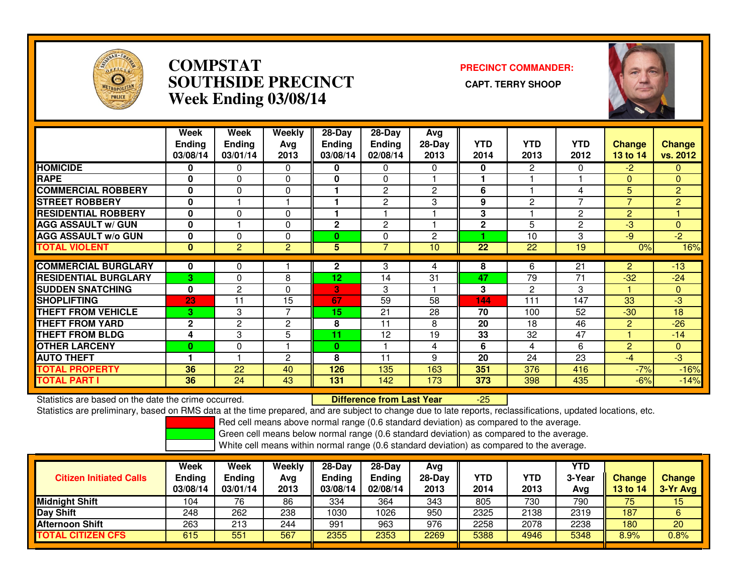# COMPSTAT
# SOUTHSIDE PRECINCT
## Week Ending 03/08/14

**PRECINCT COMMANDER:**

**CAPT. TERRY SHOOP**

| | Week Ending 03/08/14 | Week Ending 03/01/14 | Weekly Avg 2013 | 28-Day Ending 03/08/14 | 28-Day Ending 02/08/14 | Avg 28-Day 2013 | YTD 2014 | YTD 2013 | YTD 2012 | Change 13 to 14 | Change vs. 2012 |
|---|---|---|---|---|---|---|---|---|---|---|---|
| HOMICIDE | 0 | 0 | 0 | 0 | 0 | 0 | 0 | 2 | 0 | -2 | 0 |
| RAPE | 0 | 0 | 0 | 0 | 0 | 1 | 1 | 1 | 1 | 0 | 0 |
| COMMERCIAL ROBBERY | 0 | 0 | 0 | 1 | 2 | 2 | 6 | 1 | 4 | 5 | 2 |
| STREET ROBBERY | 0 | 1 | 1 | 1 | 2 | 3 | 9 | 2 | 7 | 7 | 2 |
| RESIDENTIAL ROBBERY | 0 | 0 | 0 | 1 | 1 | 1 | 3 | 1 | 2 | 2 | 1 |
| AGG ASSAULT w/ GUN | 0 | 1 | 0 | 2 | 2 | 1 | 2 | 5 | 2 | -3 | 0 |
| AGG ASSAULT w/o GUN | 0 | 0 | 0 | 0 | 0 | 2 | 1 | 10 | 3 | -9 | -2 |
| TOTAL VIOLENT | 0 | 2 | 2 | 5 | 7 | 10 | 22 | 22 | 19 | 0% | 16% |
| COMMERCIAL BURGLARY | 0 | 0 | 1 | 2 | 3 | 4 | 8 | 6 | 21 | 2 | -13 |
| RESIDENTIAL BURGLARY | 3 | 0 | 8 | 12 | 14 | 31 | 47 | 79 | 71 | -32 | -24 |
| SUDDEN SNATCHING | 0 | 2 | 0 | 3 | 3 | 1 | 3 | 2 | 3 | 1 | 0 |
| SHOPLIFTING | 23 | 11 | 15 | 67 | 59 | 58 | 144 | 111 | 147 | 33 | -3 |
| THEFT FROM VEHICLE | 3 | 3 | 7 | 15 | 21 | 28 | 70 | 100 | 52 | -30 | 18 |
| THEFT FROM YARD | 2 | 2 | 2 | 8 | 11 | 8 | 20 | 18 | 46 | 2 | -26 |
| THEFT FROM BLDG | 4 | 3 | 5 | 11 | 12 | 19 | 33 | 32 | 47 | 1 | -14 |
| OTHER LARCENY | 0 | 0 | 1 | 0 | 1 | 4 | 6 | 4 | 6 | 2 | 0 |
| AUTO THEFT | 1 | 1 | 2 | 8 | 11 | 9 | 20 | 24 | 23 | -4 | -3 |
| TOTAL PROPERTY | 36 | 22 | 40 | 126 | 135 | 163 | 351 | 376 | 416 | -7% | -16% |
| TOTAL PART I | 36 | 24 | 43 | 131 | 142 | 173 | 373 | 398 | 435 | -6% | -14% |

Statistics are based on the date the crime occurred. **Difference from Last Year** -25

Statistics are preliminary, based on RMS data at the time prepared, and are subject to change due to late reports, reclassifications, updated locations, etc.

Red cell means above normal range (0.6 standard deviation) as compared to the average.

Green cell means below normal range (0.6 standard deviation) as compared to the average.

White cell means within normal range (0.6 standard deviation) as compared to the average.

| Citizen Initiated Calls | Week Ending 03/08/14 | Week Ending 03/01/14 | Weekly Avg 2013 | 28-Day Ending 03/08/14 | 28-Day Ending 02/08/14 | Avg 28-Day 2013 | YTD 2014 | YTD 2013 | YTD 3-Year Avg | Change 13 to 14 | Change 3-Yr Avg |
|---|---|---|---|---|---|---|---|---|---|---|---|
| Midnight Shift | 104 | 76 | 86 | 334 | 364 | 343 | 805 | 730 | 790 | 75 | 15 |
| Day Shift | 248 | 262 | 238 | 1030 | 1026 | 950 | 2325 | 2138 | 2319 | 187 | 6 |
| Afternoon Shift | 263 | 213 | 244 | 991 | 963 | 976 | 2258 | 2078 | 2238 | 180 | 20 |
| TOTAL CITIZEN CFS | 615 | 551 | 567 | 2355 | 2353 | 2269 | 5388 | 4946 | 5348 | 8.9% | 0.8% |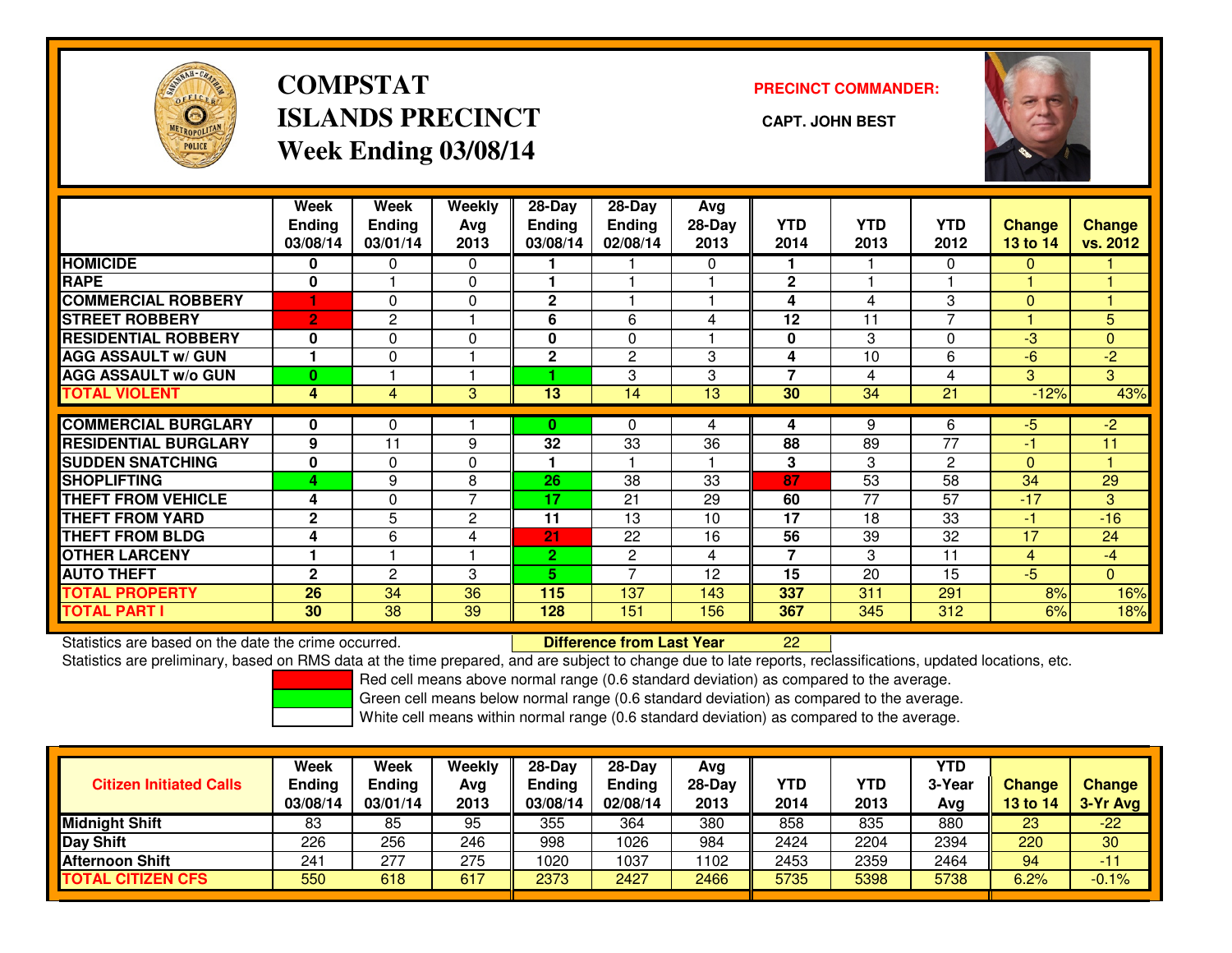# COMPSTAT
# ISLANDS PRECINCT
# Week Ending 03/08/14

**PRECINCT COMMANDER:**

**CAPT. JOHN BEST**

| | Week Ending 03/08/14 | Week Ending 03/01/14 | Weekly Avg 2013 | 28-Day Ending 03/08/14 | 28-Day Ending 02/08/14 | Avg 28-Day 2013 | YTD 2014 | YTD 2013 | YTD 2012 | Change 13 to 14 | Change vs. 2012 |
|---|---|---|---|---|---|---|---|---|---|---|---|
| HOMICIDE | 0 | 0 | 0 | 1 | 1 | 0 | 1 | 1 | 0 | 0 | 1 |
| RAPE | 0 | 1 | 0 | 1 | 1 | 1 | 2 | 1 | 1 | 1 | 1 |
| COMMERCIAL ROBBERY | 1 | 0 | 0 | 2 | 1 | 1 | 4 | 4 | 3 | 0 | 1 |
| STREET ROBBERY | 2 | 2 | 1 | 6 | 6 | 4 | 12 | 11 | 7 | 1 | 5 |
| RESIDENTIAL ROBBERY | 0 | 0 | 0 | 0 | 0 | 1 | 0 | 3 | 0 | -3 | 0 |
| AGG ASSAULT w/ GUN | 1 | 0 | 1 | 2 | 2 | 3 | 4 | 10 | 6 | -6 | -2 |
| AGG ASSAULT w/o GUN | 0 | 1 | 1 | 1 | 3 | 3 | 7 | 4 | 4 | 3 | 3 |
| TOTAL VIOLENT | 4 | 4 | 3 | 13 | 14 | 13 | 30 | 34 | 21 | -12% | 43% |
| COMMERCIAL BURGLARY | 0 | 0 | 1 | 0 | 0 | 4 | 4 | 9 | 6 | -5 | -2 |
| RESIDENTIAL BURGLARY | 9 | 11 | 9 | 32 | 33 | 36 | 88 | 89 | 77 | -1 | 11 |
| SUDDEN SNATCHING | 0 | 0 | 0 | 1 | 1 | 1 | 3 | 3 | 2 | 0 | 1 |
| SHOPLIFTING | 4 | 9 | 8 | 26 | 38 | 33 | 87 | 53 | 58 | 34 | 29 |
| THEFT FROM VEHICLE | 4 | 0 | 7 | 17 | 21 | 29 | 60 | 77 | 57 | -17 | 3 |
| THEFT FROM YARD | 2 | 5 | 2 | 11 | 13 | 10 | 17 | 18 | 33 | -1 | -16 |
| THEFT FROM BLDG | 4 | 6 | 4 | 21 | 22 | 16 | 56 | 39 | 32 | 17 | 24 |
| OTHER LARCENY | 1 | 1 | 1 | 2 | 2 | 4 | 7 | 3 | 11 | 4 | -4 |
| AUTO THEFT | 2 | 2 | 3 | 5 | 7 | 12 | 15 | 20 | 15 | -5 | 0 |
| TOTAL PROPERTY | 26 | 34 | 36 | 115 | 137 | 143 | 337 | 311 | 291 | 8% | 16% |
| TOTAL PART I | 30 | 38 | 39 | 128 | 151 | 156 | 367 | 345 | 312 | 6% | 18% |

Statistics are based on the date the crime occurred. **Difference from Last Year** 22

Statistics are preliminary, based on RMS data at the time prepared, and are subject to change due to late reports, reclassifications, updated locations, etc.

Red cell means above normal range (0.6 standard deviation) as compared to the average.

Green cell means below normal range (0.6 standard deviation) as compared to the average.

White cell means within normal range (0.6 standard deviation) as compared to the average.

| Citizen Initiated Calls | Week Ending 03/08/14 | Week Ending 03/01/14 | Weekly Avg 2013 | 28-Day Ending 03/08/14 | 28-Day Ending 02/08/14 | Avg 28-Day 2013 | YTD 2014 | YTD 2013 | YTD 3-Year Avg | Change 13 to 14 | Change 3-Yr Avg |
|---|---|---|---|---|---|---|---|---|---|---|---|
| Midnight Shift | 83 | 85 | 95 | 355 | 364 | 380 | 858 | 835 | 880 | 23 | -22 |
| Day Shift | 226 | 256 | 246 | 998 | 1026 | 984 | 2424 | 2204 | 2394 | 220 | 30 |
| Afternoon Shift | 241 | 277 | 275 | 1020 | 1037 | 1102 | 2453 | 2359 | 2464 | 94 | -11 |
| TOTAL CITIZEN CFS | 550 | 618 | 617 | 2373 | 2427 | 2466 | 5735 | 5398 | 5738 | 6.2% | -0.1% |